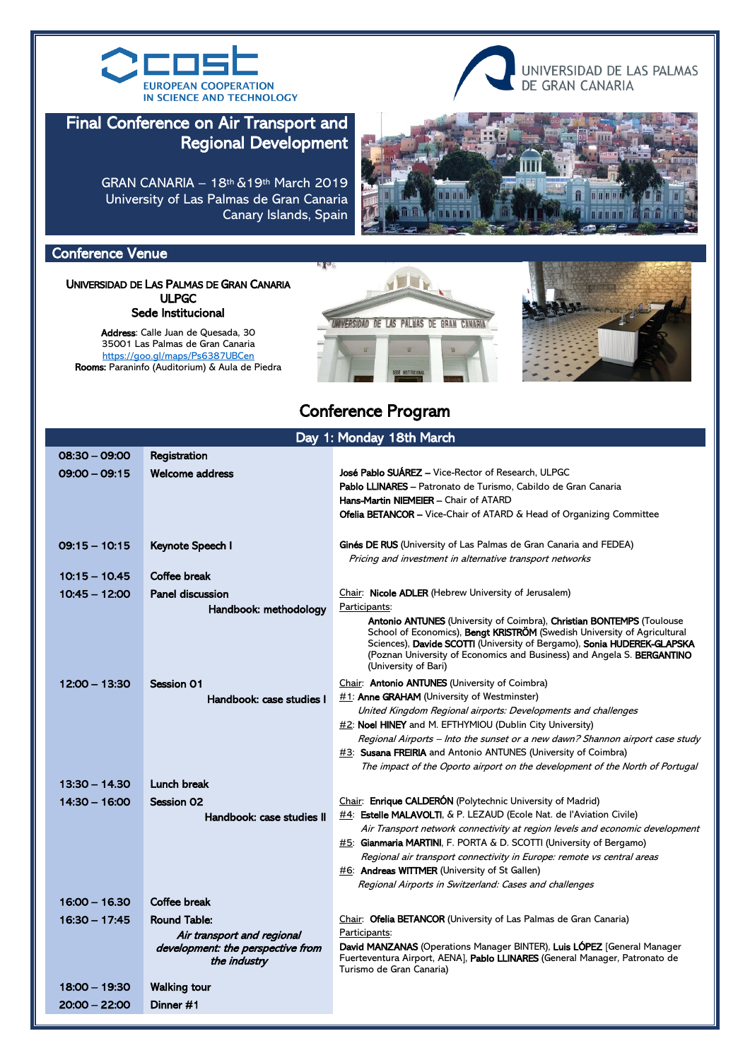COST – EUROPEAN COOPERATION IN SCIENCE AND TECHNOLOGY

UNIVERSIDAD DE LAS PALMAS DE GRAN CANARIA

# Final Conference on Air Transport and Regional Development

GRAN CANARIA – 18th &19th March 2019
University of Las Palmas de Gran Canaria
Canary Islands, Spain

## Conference Venue

**UNIVERSIDAD DE LAS PALMAS DE GRAN CANARIA**
**ULPGC**
**Sede Institucional**

**Address**: Calle Juan de Quesada, 30
35001 Las Palmas de Gran Canaria
https://goo.gl/maps/Ps6387UBCen
**Rooms:** Paraninfo (Auditorium) & Aula de Piedra

## Conference Program

### Day 1: Monday 18th March

| Time | Activity | Details |
|---|---|---|
| 08:30 – 09:00 | **Registration** | |
| 09:00 – 09:15 | **Welcome address** | **José Pablo SUÁREZ** – Vice-Rector of Research, ULPGC<br>**Pablo LLINARES** – Patronato de Turismo, Cabildo de Gran Canaria<br>**Hans-Martin NIEMEIER** – Chair of ATARD<br>**Ofelia BETANCOR** – Vice-Chair of ATARD & Head of Organizing Committee |
| 09:15 – 10:15 | **Keynote Speech I** | **Ginés DE RUS** (University of Las Palmas de Gran Canaria and FEDEA)<br>*Pricing and investment in alternative transport networks* |
| 10:15 – 10.45 | **Coffee break** | |
| 10:45 – 12:00 | **Panel discussion**<br>**Handbook: methodology** | Chair: **Nicole ADLER** (Hebrew University of Jerusalem)<br>Participants:<br>**Antonio ANTUNES** (University of Coimbra), **Christian BONTEMPS** (Toulouse School of Economics), **Bengt KRISTRÖM** (Swedish University of Agricultural Sciences), **Davide SCOTTI** (University of Bergamo), **Sonia HUDEREK-GLAPSKA** (Poznan University of Economics and Business) and Angela S. **BERGANTINO** (University of Bari) |
| 12:00 – 13:30 | **Session 01**<br>**Handbook: case studies I** | Chair: **Antonio ANTUNES** (University of Coimbra)<br>#1: **Anne GRAHAM** (University of Westminster)<br>*United Kingdom Regional airports: Developments and challenges*<br>#2: **Noel HINEY** and M. EFTHYMIOU (Dublin City University)<br>*Regional Airports – Into the sunset or a new dawn? Shannon airport case study*<br>#3: **Susana FREIRIA** and Antonio ANTUNES (University of Coimbra)<br>*The impact of the Oporto airport on the development of the North of Portugal* |
| 13:30 – 14.30 | **Lunch break** | |
| 14:30 – 16:00 | **Session 02**<br>**Handbook: case studies II** | Chair: **Enrique CALDERÓN** (Polytechnic University of Madrid)<br>#4: **Estelle MALAVOLTI**, & P. LEZAUD (Ecole Nat. de l'Aviation Civile)<br>*Air Transport network connectivity at region levels and economic development*<br>#5: **Gianmaria MARTINI**, F. PORTA & D. SCOTTI (University of Bergamo)<br>*Regional air transport connectivity in Europe: remote vs central areas*<br>#6: **Andreas WITTMER** (University of St Gallen)<br>*Regional Airports in Switzerland: Cases and challenges* |
| 16:00 – 16.30 | **Coffee break** | |
| 16:30 – 17:45 | **Round Table:**<br>***Air transport and regional development: the perspective from the industry*** | Chair: **Ofelia BETANCOR** (University of Las Palmas de Gran Canaria)<br>Participants:<br>**David MANZANAS** (Operations Manager BINTER), **Luis LÓPEZ** [General Manager Fuerteventura Airport, AENA], **Pablo LLINARES** (General Manager, Patronato de Turismo de Gran Canaria) |
| 18:00 – 19:30 | **Walking tour** | |
| 20:00 – 22:00 | **Dinner #1** | |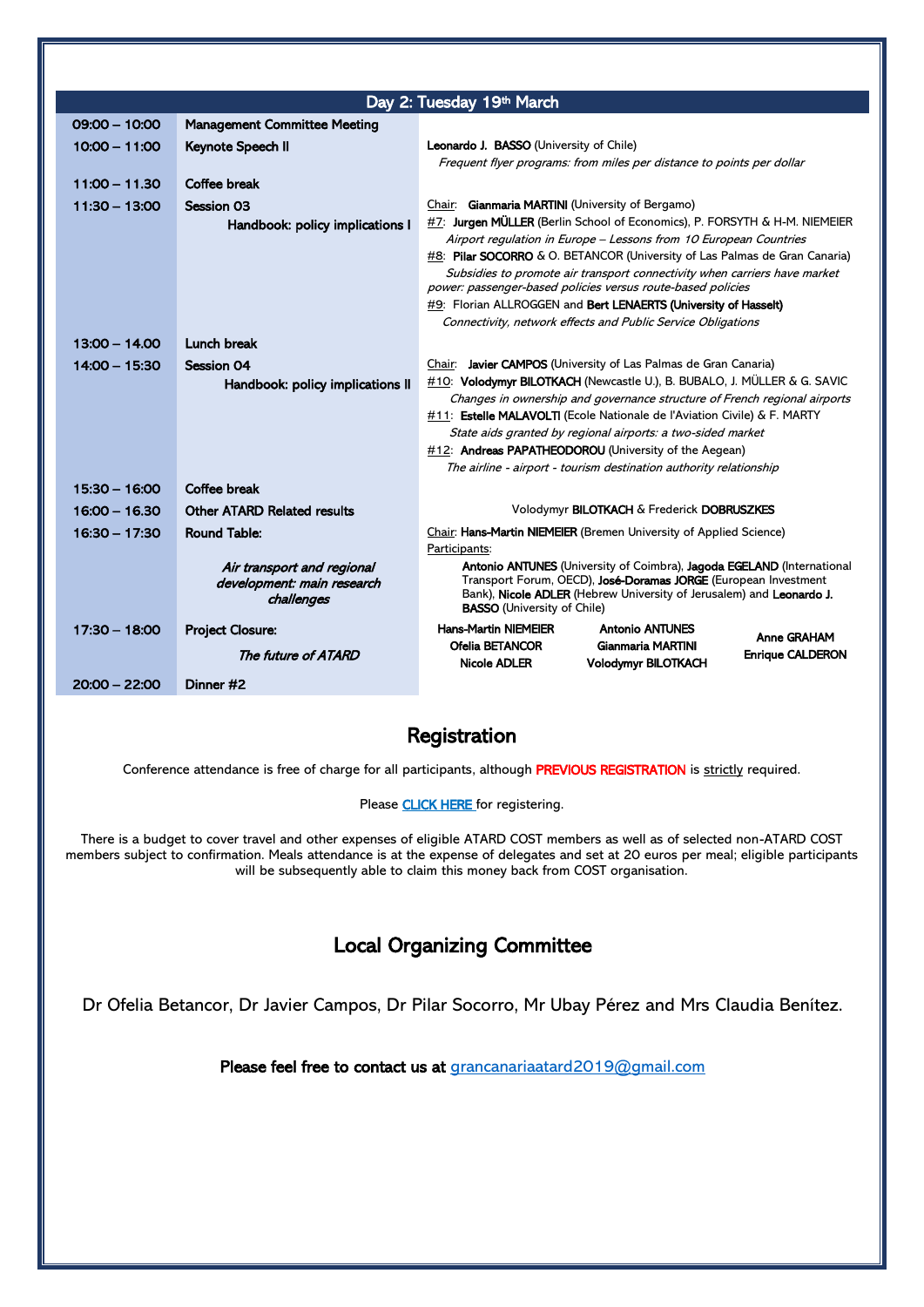## Day 2: Tuesday 19th March

| Time | Activity | Details |
| --- | --- | --- |
| 09:00 – 10:00 | **Management Committee Meeting** | |
| 10:00 – 11:00 | **Keynote Speech II** | **Leonardo J. BASSO** (University of Chile)<br>*Frequent flyer programs: from miles per distance to points per dollar* |
| 11:00 – 11.30 | **Coffee break** | |
| 11:30 – 13:00 | **Session 03**<br>**Handbook: policy implications I** | Chair: **Gianmaria MARTINI** (University of Bergamo)<br>#7: **Jurgen MÜLLER** (Berlin School of Economics), P. FORSYTH & H-M. NIEMEIER<br>*Airport regulation in Europe – Lessons from 10 European Countries*<br>#8: **Pilar SOCORRO** & O. BETANCOR (University of Las Palmas de Gran Canaria)<br>*Subsidies to promote air transport connectivity when carriers have market power: passenger-based policies versus route-based policies*<br>#9: Florian ALLROGGEN and **Bert LENAERTS (University of Hasselt)**<br>*Connectivity, network effects and Public Service Obligations* |
| 13:00 – 14.00 | **Lunch break** | |
| 14:00 – 15:30 | **Session 04**<br>**Handbook: policy implications II** | Chair: **Javier CAMPOS** (University of Las Palmas de Gran Canaria)<br>#10: **Volodymyr BILOTKACH** (Newcastle U.), B. BUBALO, J. MÜLLER & G. SAVIC<br>*Changes in ownership and governance structure of French regional airports*<br>#11: **Estelle MALAVOLTI** (Ecole Nationale de l'Aviation Civile) & F. MARTY<br>*State aids granted by regional airports: a two-sided market*<br>#12: **Andreas PAPATHEODOROU** (University of the Aegean)<br>*The airline - airport - tourism destination authority relationship* |
| 15:30 – 16:00 | **Coffee break** | |
| 16:00 – 16.30 | **Other ATARD Related results** | Volodymyr **BILOTKACH** & Frederick **DOBRUSZKES** |
| 16:30 – 17:30 | **Round Table:**<br>***Air transport and regional development: main research challenges*** | Chair: **Hans-Martin NIEMEIER** (Bremen University of Applied Science)<br>Participants:<br>**Antonio ANTUNES** (University of Coimbra), **Jagoda EGELAND** (International Transport Forum, OECD), **José-Doramas JORGE** (European Investment Bank), **Nicole ADLER** (Hebrew University of Jerusalem) and **Leonardo J. BASSO** (University of Chile) |
| 17:30 – 18:00 | **Project Closure:**<br>***The future of ATARD*** | **Hans-Martin NIEMEIER**, **Ofelia BETANCOR**, **Nicole ADLER**, **Antonio ANTUNES**, **Gianmaria MARTINI**, **Volodymyr BILOTKACH**, **Anne GRAHAM**, **Enrique CALDERON** |
| 20:00 – 22:00 | **Dinner #2** | |

## Registration

Conference attendance is free of charge for all participants, although PREVIOUS REGISTRATION is strictly required.

Please CLICK HERE for registering.

There is a budget to cover travel and other expenses of eligible ATARD COST members as well as of selected non-ATARD COST members subject to confirmation. Meals attendance is at the expense of delegates and set at 20 euros per meal; eligible participants will be subsequently able to claim this money back from COST organisation.

## Local Organizing Committee

Dr Ofelia Betancor, Dr Javier Campos, Dr Pilar Socorro, Mr Ubay Pérez and Mrs Claudia Benítez.

**Please feel free to contact us at** grancanariaatard2019@gmail.com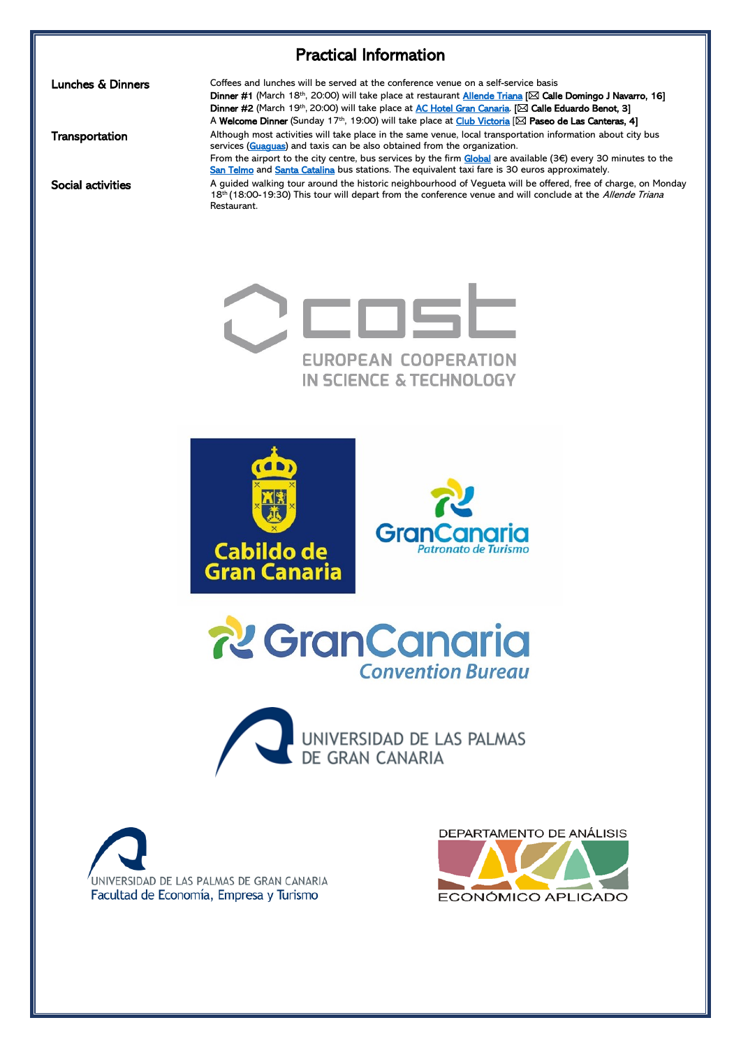# Practical Information

| | |
|---|---|
| **Lunches & Dinners** | Coffees and lunches will be served at the conference venue on a self-service basis<br>**Dinner #1** (March 18th, 20:00) will take place at restaurant Allende Triana [✉ **Calle Domingo J Navarro, 16]**<br>**Dinner #2** (March 19th, 20:00) will take place at AC Hotel Gran Canaria. [✉ **Calle Eduardo Benot, 3]**<br>A **Welcome Dinner** (Sunday 17th, 19:00) will take place at Club Victoria [✉ **Paseo de Las Canteras, 4]** |
| **Transportation** | Although most activities will take place in the same venue, local transportation information about city bus services (Guaguas) and taxis can be also obtained from the organization.<br>From the airport to the city centre, bus services by the firm Global are available (3€) every 30 minutes to the San Telmo and Santa Catalina bus stations. The equivalent taxi fare is 30 euros approximately. |
| **Social activities** | A guided walking tour around the historic neighbourhood of Vegueta will be offered, free of charge, on Monday 18th (18:00-19:30) This tour will depart from the conference venue and will conclude at the *Allende Triana* Restaurant. |

COST
EUROPEAN COOPERATION IN SCIENCE & TECHNOLOGY

Cabildo de Gran Canaria

GranCanaria Patronato de Turismo

GranCanaria Convention Bureau

UNIVERSIDAD DE LAS PALMAS DE GRAN CANARIA

UNIVERSIDAD DE LAS PALMAS DE GRAN CANARIA
Facultad de Economía, Empresa y Turismo

DEPARTAMENTO DE ANÁLISIS ECONÓMICO APLICADO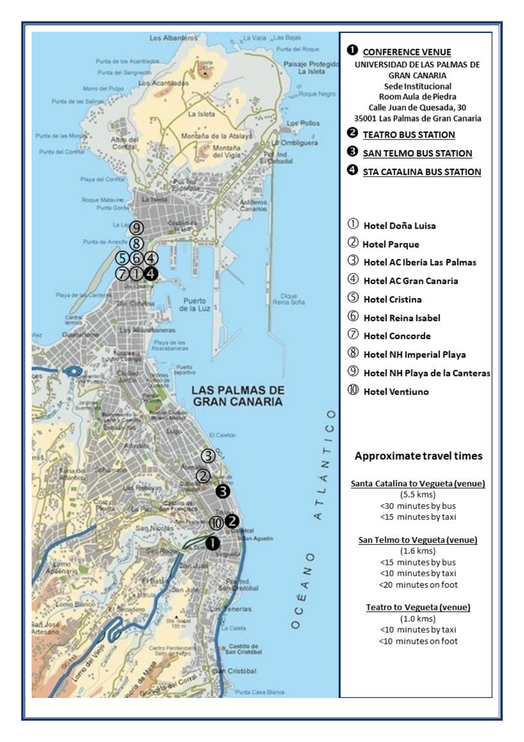❶ **CONFERENCE VENUE**

**UNIVERSIDAD DE LAS PALMAS DE GRAN CANARIA**
**Sede Institucional**
**Room Aula de Piedra**
**Calle Juan de Quesada, 30**
**35001 Las Palmas de Gran Canaria**

❷ **TEATRO BUS STATION**

❸ **SAN TELMO BUS STATION**

❹ **STA CATALINA BUS STATION**

① **Hotel Doña Luisa**
② **Hotel Parque**
③ **Hotel AC Iberia Las Palmas**
④ **Hotel AC Gran Canaria**
⑤ **Hotel Cristina**
⑥ **Hotel Reina Isabel**
⑦ **Hotel Concorde**
⑧ **Hotel NH Imperial Playa**
⑨ **Hotel NH Playa de la Canteras**
⑩ **Hotel Ventiuno**

## Approximate travel times

**Santa Catalina to Vegueta (venue)**
(5.5 kms)
<30 minutes by bus
<15 minutes by taxi

**San Telmo to Vegueta (venue)**
(1.6 kms)
<15 minutes by bus
<10 minutes by taxi
<20 minutes on foot

**Teatro to Vegueta (venue)**
(1.0 kms)
<10 minutes by taxi
<10 minutes on foot